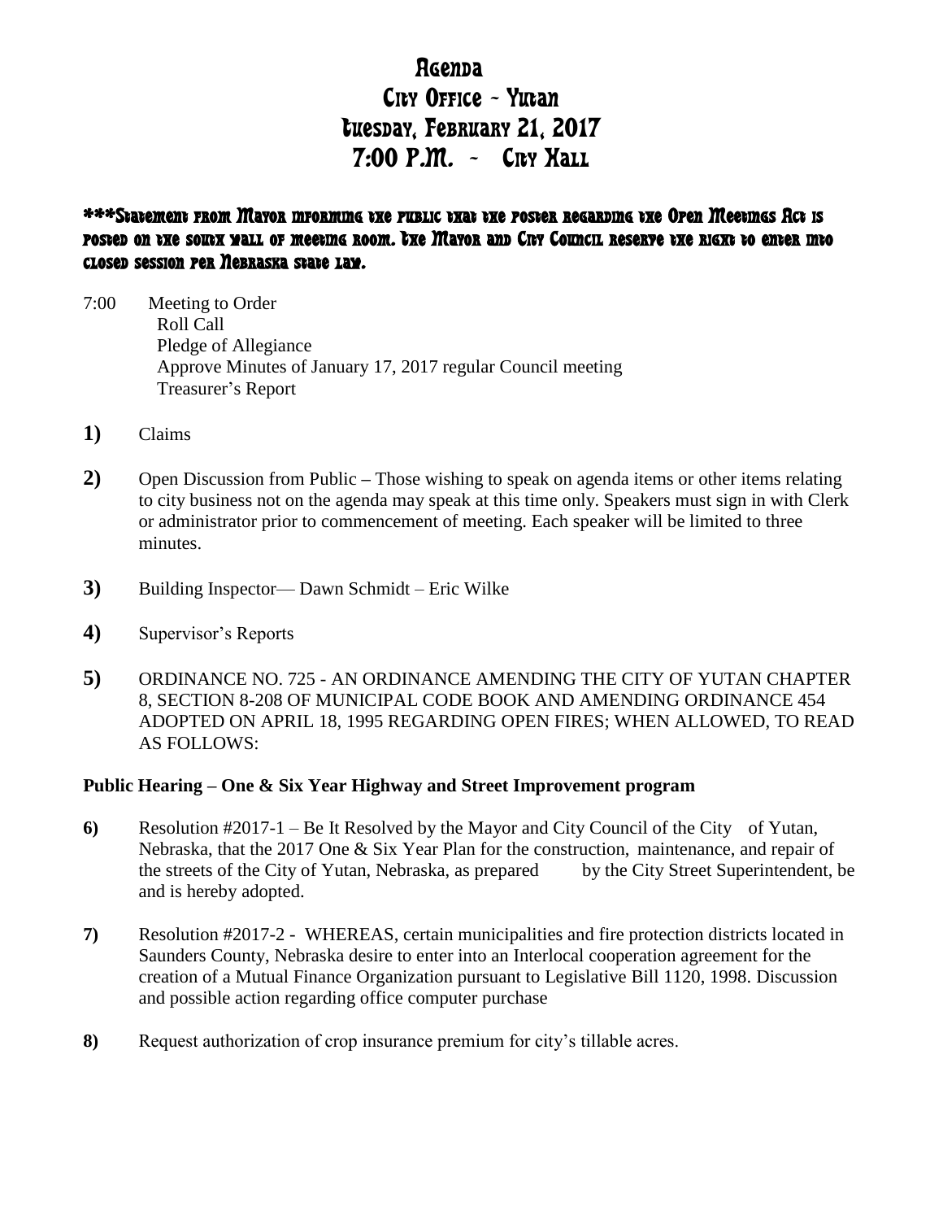# Agenda
# City Office - Yutan
# Tuesday, February 21, 2017
# 7:00 P.M. - City Hall

**\*\*\*Statement from Mayor informing the public that the poster regarding the Open Meetings Act is posted on the south wall of meeting room. The Mayor and City Council reserve the right to enter into closed session per Nebraska state law.**

7:00 Meeting to Order
Roll Call
Pledge of Allegiance
Approve Minutes of January 17, 2017 regular Council meeting
Treasurer's Report

**1)** Claims

**2)** Open Discussion from Public **–** Those wishing to speak on agenda items or other items relating to city business not on the agenda may speak at this time only. Speakers must sign in with Clerk or administrator prior to commencement of meeting. Each speaker will be limited to three minutes.

**3)** Building Inspector— Dawn Schmidt – Eric Wilke

**4)** Supervisor's Reports

**5)** ORDINANCE NO. 725 - AN ORDINANCE AMENDING THE CITY OF YUTAN CHAPTER 8, SECTION 8-208 OF MUNICIPAL CODE BOOK AND AMENDING ORDINANCE 454 ADOPTED ON APRIL 18, 1995 REGARDING OPEN FIRES; WHEN ALLOWED, TO READ AS FOLLOWS:

**Public Hearing – One & Six Year Highway and Street Improvement program**

**6)** Resolution #2017-1 – Be It Resolved by the Mayor and City Council of the City of Yutan, Nebraska, that the 2017 One & Six Year Plan for the construction, maintenance, and repair of the streets of the City of Yutan, Nebraska, as prepared by the City Street Superintendent, be and is hereby adopted.

**7)** Resolution #2017-2 - WHEREAS, certain municipalities and fire protection districts located in Saunders County, Nebraska desire to enter into an Interlocal cooperation agreement for the creation of a Mutual Finance Organization pursuant to Legislative Bill 1120, 1998. Discussion and possible action regarding office computer purchase

**8)** Request authorization of crop insurance premium for city's tillable acres.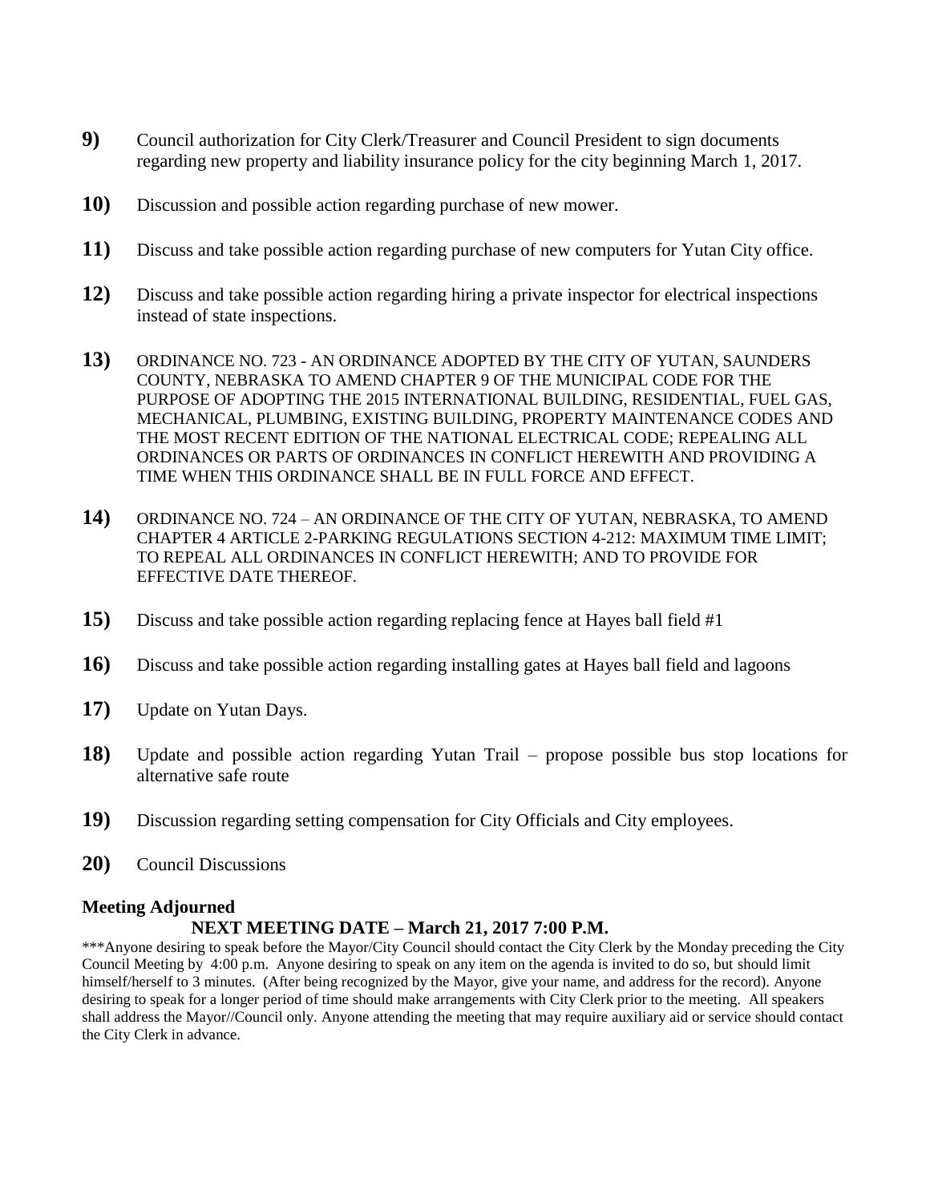**9)** Council authorization for City Clerk/Treasurer and Council President to sign documents regarding new property and liability insurance policy for the city beginning March 1, 2017.

**10)** Discussion and possible action regarding purchase of new mower.

**11)** Discuss and take possible action regarding purchase of new computers for Yutan City office.

**12)** Discuss and take possible action regarding hiring a private inspector for electrical inspections instead of state inspections.

**13)** ORDINANCE NO. 723 - AN ORDINANCE ADOPTED BY THE CITY OF YUTAN, SAUNDERS COUNTY, NEBRASKA TO AMEND CHAPTER 9 OF THE MUNICIPAL CODE FOR THE PURPOSE OF ADOPTING THE 2015 INTERNATIONAL BUILDING, RESIDENTIAL, FUEL GAS, MECHANICAL, PLUMBING, EXISTING BUILDING, PROPERTY MAINTENANCE CODES AND THE MOST RECENT EDITION OF THE NATIONAL ELECTRICAL CODE; REPEALING ALL ORDINANCES OR PARTS OF ORDINANCES IN CONFLICT HEREWITH AND PROVIDING A TIME WHEN THIS ORDINANCE SHALL BE IN FULL FORCE AND EFFECT.

**14)** ORDINANCE NO. 724 – AN ORDINANCE OF THE CITY OF YUTAN, NEBRASKA, TO AMEND CHAPTER 4 ARTICLE 2-PARKING REGULATIONS SECTION 4-212: MAXIMUM TIME LIMIT; TO REPEAL ALL ORDINANCES IN CONFLICT HEREWITH; AND TO PROVIDE FOR EFFECTIVE DATE THEREOF.

**15)** Discuss and take possible action regarding replacing fence at Hayes ball field #1

**16)** Discuss and take possible action regarding installing gates at Hayes ball field and lagoons

**17)** Update on Yutan Days.

**18)** Update and possible action regarding Yutan Trail – propose possible bus stop locations for alternative safe route

**19)** Discussion regarding setting compensation for City Officials and City employees.

**20)** Council Discussions

**Meeting Adjourned**

**NEXT MEETING DATE – March 21, 2017 7:00 P.M.**

***Anyone desiring to speak before the Mayor/City Council should contact the City Clerk by the Monday preceding the City Council Meeting by 4:00 p.m. Anyone desiring to speak on any item on the agenda is invited to do so, but should limit himself/herself to 3 minutes. (After being recognized by the Mayor, give your name, and address for the record). Anyone desiring to speak for a longer period of time should make arrangements with City Clerk prior to the meeting. All speakers shall address the Mayor//Council only. Anyone attending the meeting that may require auxiliary aid or service should contact the City Clerk in advance.